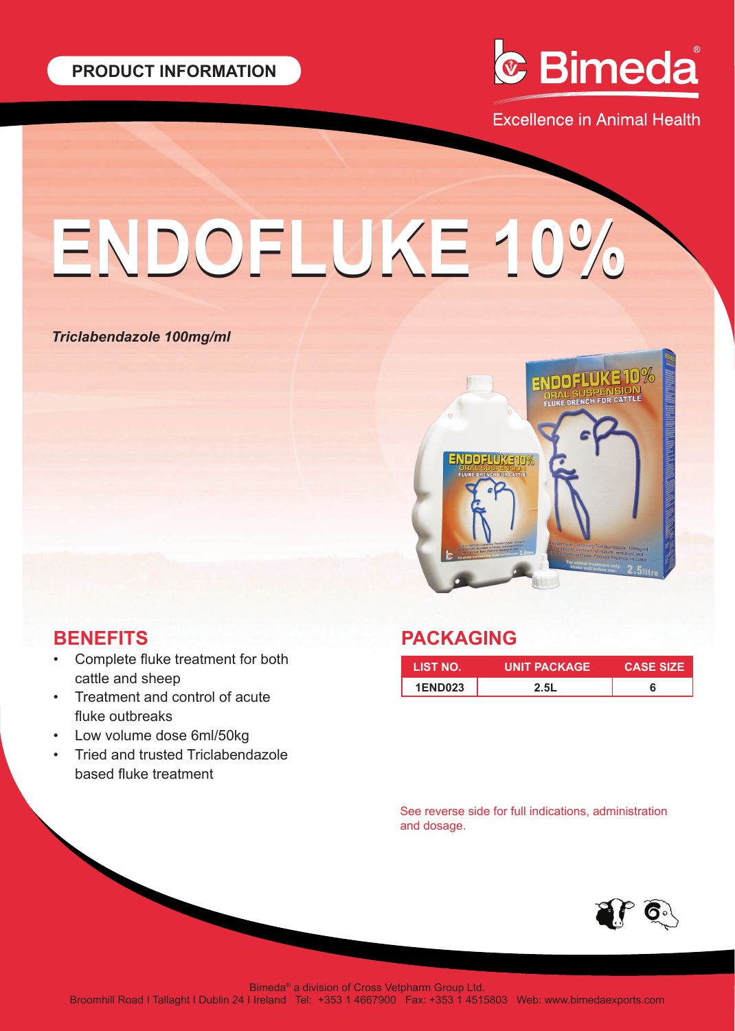PRODUCT INFORMATION

Bimeda®

Excellence in Animal Health

# ENDOFLUKE 10%

***Triclabendazole 100mg/ml***

## BENEFITS

- Complete fluke treatment for both cattle and sheep
- Treatment and control of acute fluke outbreaks
- Low volume dose 6ml/50kg
- Tried and trusted Triclabendazole based fluke treatment

## PACKAGING

| LIST NO. | UNIT PACKAGE | CASE SIZE |
|---|---|---|
| 1END023 | 2.5L | 6 |

See reverse side for full indications, administration and dosage.

Bimeda® a division of Cross Vetpharm Group Ltd.
Broomhill Road I Tallaght I Dublin 24 I Ireland Tel: +353 1 4667900 Fax: +353 1 4515803 Web: www.bimedaexports.com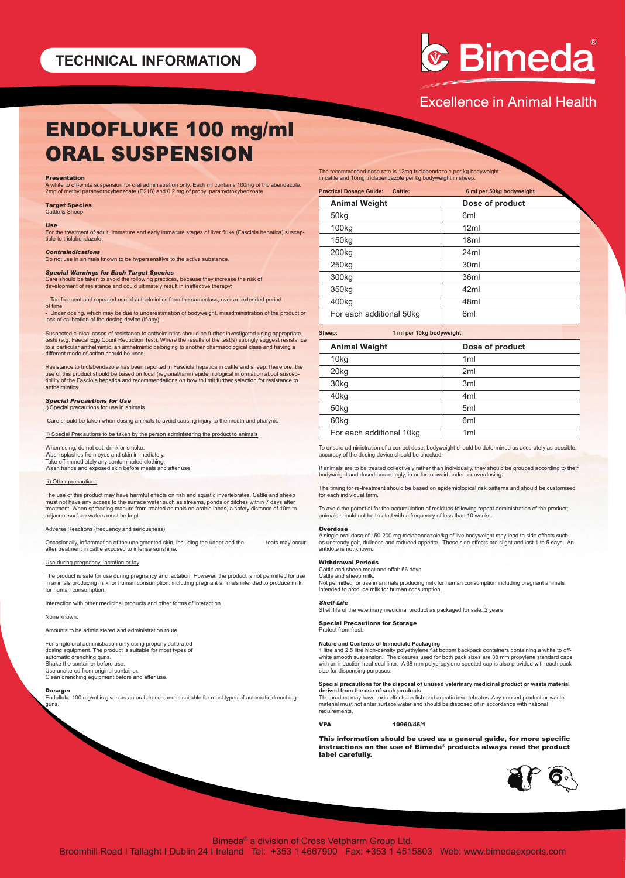TECHNICAL INFORMATION

Bimeda®

Excellence in Animal Health

# ENDOFLUKE 100 mg/ml ORAL SUSPENSION

**Presentation**
A white to off-white suspension for oral administration only. Each ml contains 100mg of triclabendazole, 2mg of methyl parahydroxybenzoate (E218) and 0.2 mg of propyl parahydroxybenzoate

**Target Species**
Cattle & Sheep.

**Use**
For the treatment of adult, immature and early immature stages of liver fluke (Fasciola hepatica) susceptible to triclabendazole.

***Contraindications***
Do not use in animals known to be hypersensitive to the active substance.

***Special Warnings for Each Target Species***
Care should be taken to avoid the following practices, because they increase the risk of development of resistance and could ultimately result in ineffective therapy:

- Too frequent and repeated use of anthelmintics from the sameclass, over an extended period of time
- Under dosing, which may be due to underestimation of bodyweight, misadministration of the product or lack of calibration of the dosing device (if any).

Suspected clinical cases of resistance to anthelmintics should be further investigated using appropriate tests (e.g. Faecal Egg Count Reduction Test). Where the results of the test(s) strongly suggest resistance to a particular anthelmintic, an anthelmintic belonging to another pharmacological class and having a different mode of action should be used.

Resistance to triclabendazole has been reported in Fasciola hepatica in cattle and sheep.Therefore, the use of this product should be based on local (regional/farm) epidemiological information about susceptibility of the Fasciola hepatica and recommendations on how to limit further selection for resistance to anthelmintics.

***Special Precautions for Use***
i) Special precautions for use in animals

Care should be taken when dosing animals to avoid causing injury to the mouth and pharynx.

ii) Special Precautions to be taken by the person administering the product to animals

When using, do not eat, drink or smoke.
Wash splashes from eyes and skin immediately.
Take off immediately any contaminated clothing.
Wash hands and exposed skin before meals and after use.

iii) Other precautions

The use of this product may have harmful effects on fish and aquatic invertebrates. Cattle and sheep must not have any access to the surface water such as streams, ponds or ditches within 7 days after treatment. When spreading manure from treated animals on arable lands, a safety distance of 10m to adjacent surface waters must be kept.

Adverse Reactions (frequency and seriousness)

Occasionally, inflammation of the unpigmented skin, including the udder and the teats may occur after treatment in cattle exposed to intense sunshine.

Use during pregnancy, lactation or lay

The product is safe for use during pregnancy and lactation. However, the product is not permitted for use in animals producing milk for human consumption, including pregnant animals intended to produce milk for human consumption.

Interaction with other medicinal products and other forms of interaction

None known.

Amounts to be administered and administration route

For single oral administration only using properly calibrated dosing equipment. The product is suitable for most types of automatic drenching guns.
Shake the container before use.
Use unaltered from original container.
Clean drenching equipment before and after use.

**Dosage:**
Endofluke 100 mg/ml is given as an oral drench and is suitable for most types of automatic drenching guns.

The recommended dose rate is 12mg triclabendazole per kg bodyweight in cattle and 10mg triclabendazole per kg bodyweight in sheep.

**Practical Dosage Guide: Cattle: 6 ml per 50kg bodyweight**

| Animal Weight | Dose of product |
|---|---|
| 50kg | 6ml |
| 100kg | 12ml |
| 150kg | 18ml |
| 200kg | 24ml |
| 250kg | 30ml |
| 300kg | 36ml |
| 350kg | 42ml |
| 400kg | 48ml |
| For each additional 50kg | 6ml |

**Sheep: 1 ml per 10kg bodyweight**

| Animal Weight | Dose of product |
|---|---|
| 10kg | 1ml |
| 20kg | 2ml |
| 30kg | 3ml |
| 40kg | 4ml |
| 50kg | 5ml |
| 60kg | 6ml |
| For each additional 10kg | 1ml |

To ensure administration of a correct dose, bodyweight should be determined as accurately as possible; accuracy of the dosing device should be checked.

If animals are to be treated collectively rather than individually, they should be grouped according to their bodyweight and dosed accordingly, in order to avoid under- or overdosing.

The timing for re-treatment should be based on epidemiological risk patterns and should be customised for each individual farm.

To avoid the potential for the accumulation of residues following repeat administration of the product; animals should not be treated with a frequency of less than 10 weeks.

**Overdose**
A single oral dose of 150-200 mg triclabendazole/kg of live bodyweight may lead to side effects such as unsteady gait, dullness and reduced appetite. These side effects are slight and last 1 to 5 days. An antidote is not known.

**Withdrawal Periods**
Cattle and sheep meat and offal: 56 days
Cattle and sheep milk:
Not permitted for use in animals producing milk for human consumption including pregnant animals intended to produce milk for human consumption.

***Shelf-Life***
Shelf life of the veterinary medicinal product as packaged for sale: 2 years

**Special Precautions for Storage**
Protect from frost.

**Nature and Contents of Immediate Packaging**
1 litre and 2.5 litre high-density polyethylene flat bottom backpack containers containing a white to off-white smooth suspension. The closures used for both pack sizes are 38 mm propylene standard caps with an induction heat seal liner. A 38 mm polypropylene spouted cap is also provided with each pack size for dispensing purposes.

**Special precautions for the disposal of unused veterinary medicinal product or waste material derived from the use of such products**
The product may have toxic effects on fish and aquatic invertebrates. Any unused product or waste material must not enter surface water and should be disposed of in accordance with national requirements.

**VPA 10960/46/1**

**This information should be used as a general guide, for more specific instructions on the use of Bimeda® products always read the product label carefully.**

Bimeda® a division of Cross Vetpharm Group Ltd.
Broomhill Road I Tallaght I Dublin 24 I Ireland Tel: +353 1 4667900 Fax: +353 1 4515803 Web: www.bimedaexports.com